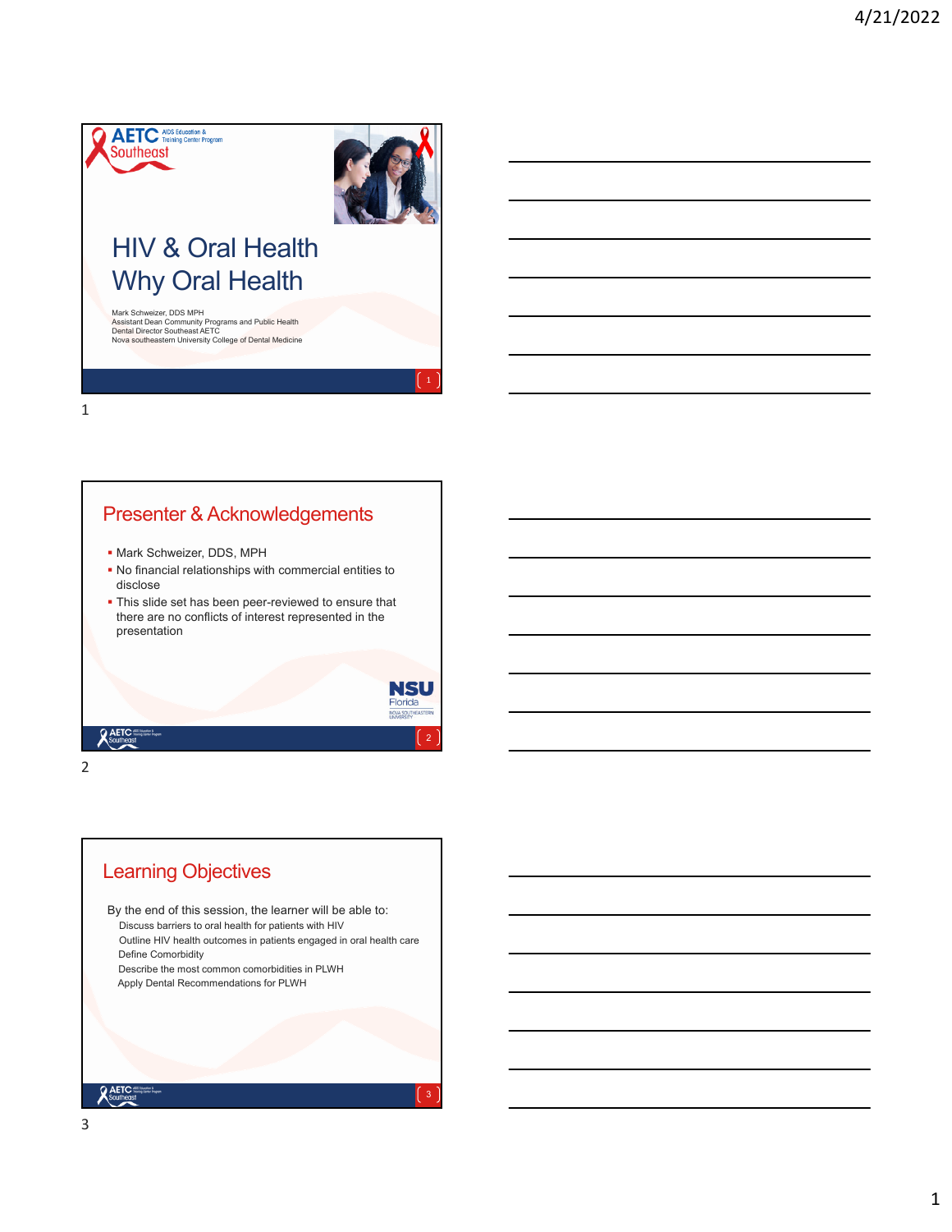# HIV & Oral Health
## Why Oral Health

Mark Schweizer, DDS MPH
Assistant Dean Community Programs and Public Health
Dental Director Southeast AETC
Nova southeastern University College of Dental Medicine

## Presenter & Acknowledgements

- Mark Schweizer, DDS, MPH
- No financial relationships with commercial entities to disclose
- This slide set has been peer-reviewed to ensure that there are no conflicts of interest represented in the presentation

## Learning Objectives

By the end of this session, the learner will be able to:

- Discuss barriers to oral health for patients with HIV
- Outline HIV health outcomes in patients engaged in oral health care
- Define Comorbidity
- Describe the most common comorbidities in PLWH
- Apply Dental Recommendations for PLWH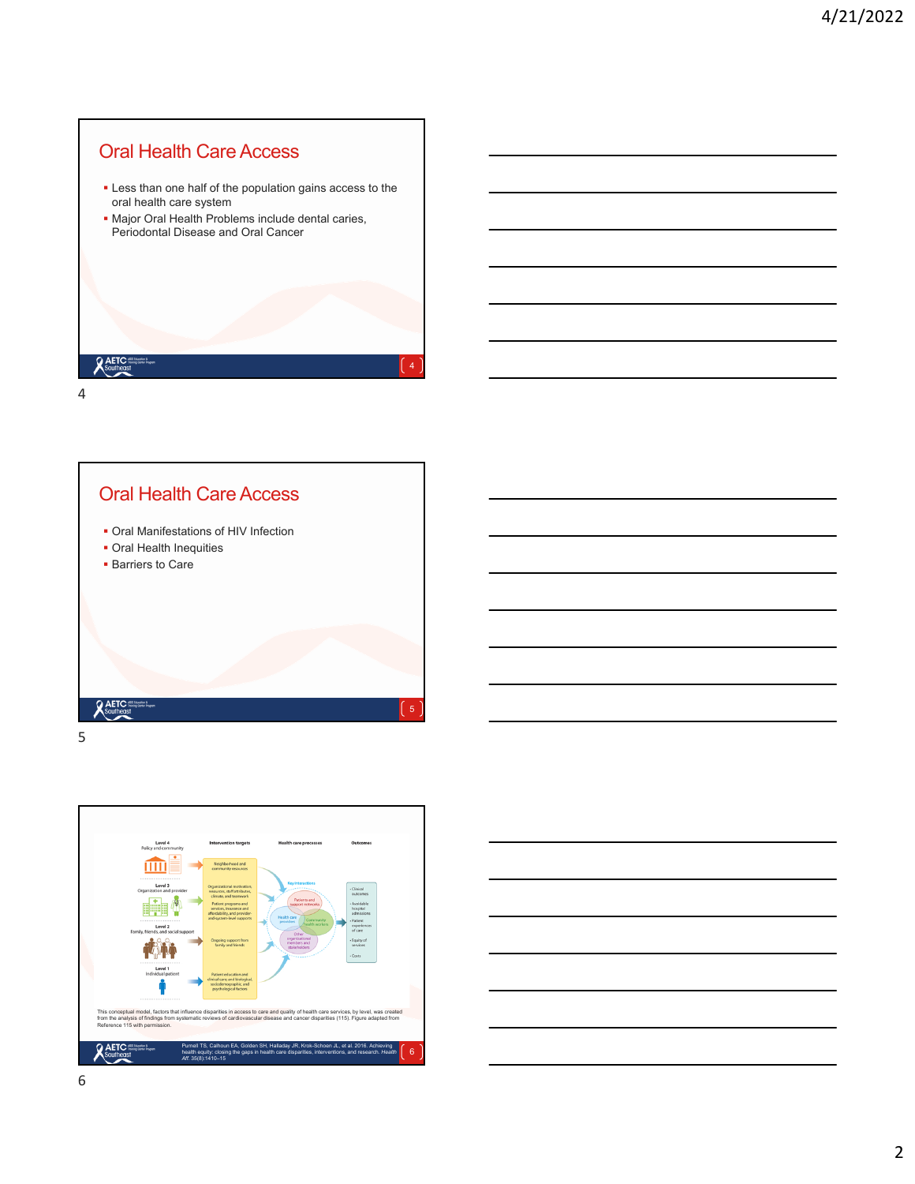## Oral Health Care Access

- Less than one half of the population gains access to the oral health care system
- Major Oral Health Problems include dental caries, Periodontal Disease and Oral Cancer

## Oral Health Care Access

- Oral Manifestations of HIV Infection
- Oral Health Inequities
- Barriers to Care

This conceptual model, factors that influence disparities in access to care and quality of health care services, by level, was created from the analysis of findings from systematic reviews of cardiovascular disease and cancer disparities (115). Figure adapted from Reference 115 with permission.

Purnell TS, Calhoun EA, Golden SH, Halladay JR, Krok-Schoen JL, et al. 2016. Achieving health equity: closing the gaps in health care disparities, interventions, and research. *Health Aff.* 35(8):1410–15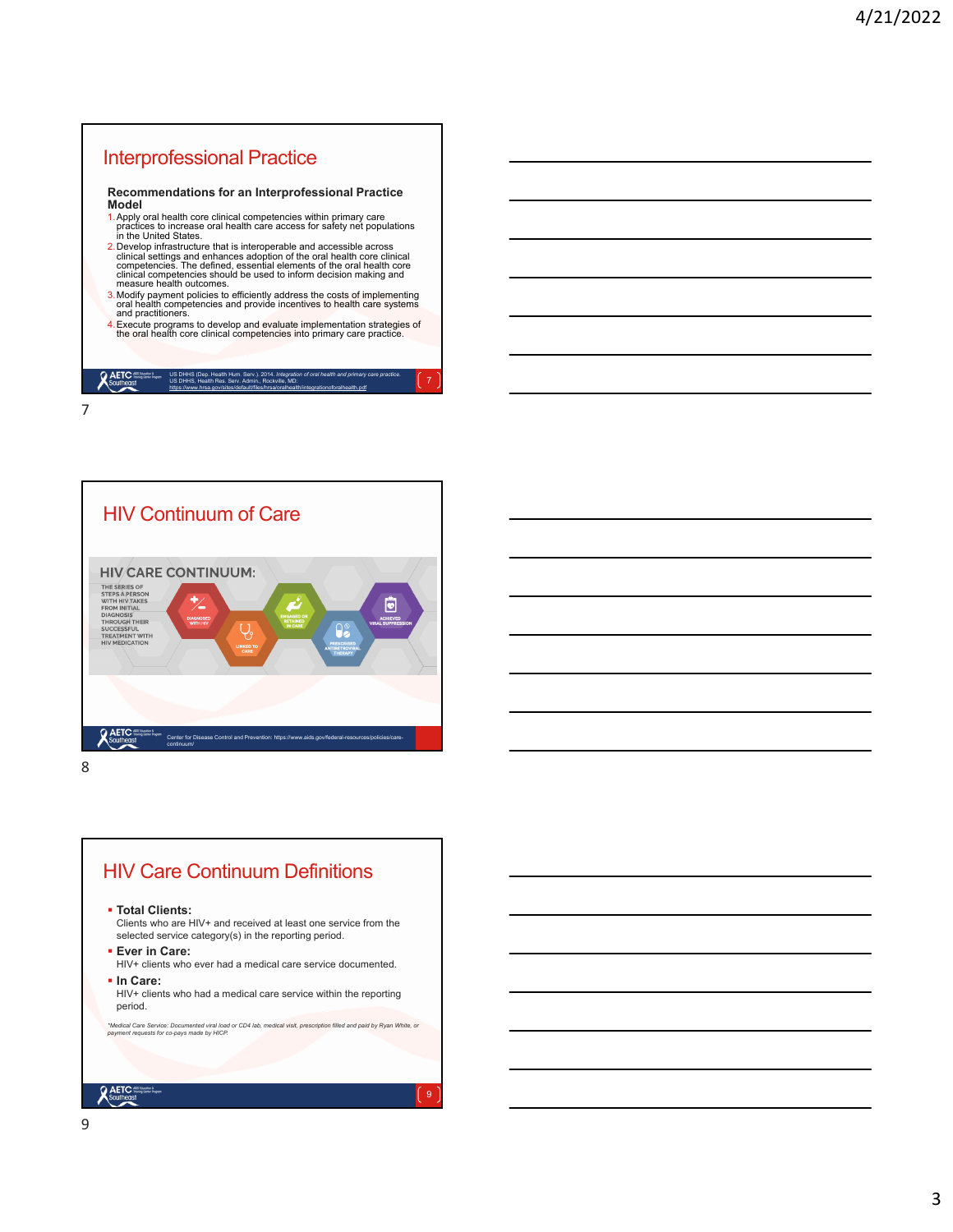## Interprofessional Practice

**Recommendations for an Interprofessional Practice Model**

1. Apply oral health core clinical competencies within primary care practices to increase oral health care access for safety net populations in the United States.
2. Develop infrastructure that is interoperable and accessible across clinical settings and enhances adoption of the oral health core clinical competencies. The defined, essential elements of the oral health core clinical competencies should be used to inform decision making and measure health outcomes.
3. Modify payment policies to efficiently address the costs of implementing oral health competencies and provide incentives to health care systems and practitioners.
4. Execute programs to develop and evaluate implementation strategies of the oral health core clinical competencies into primary care practice.

US DHHS (Dep. Health Hum. Serv.). 2014. *Integration of oral health and primary care practice.* US DHHS, Health Res. Serv. Admin., Rockville, MD. https://www.hrsa.gov/sites/default/files/hrsa/oralhealth/integrationoforalhealth.pdf

## HIV Continuum of Care

HIV CARE CONTINUUM:

THE SERIES OF STEPS A PERSON WITH HIV TAKES FROM INITIAL DIAGNOSIS THROUGH THEIR SUCCESSFUL TREATMENT WITH HIV MEDICATION

DIAGNOSED WITH HIV

LINKED TO CARE

ENGAGED OR RETAINED IN CARE

PRESCRIBED ANTIRETROVIRAL THERAPY

ACHIEVED VIRAL SUPPRESSION

Center for Disease Control and Prevention: https://www.aids.gov/federal-resources/policies/care-continuum/

## HIV Care Continuum Definitions

- **Total Clients:**
  Clients who are HIV+ and received at least one service from the selected service category(s) in the reporting period.
- **Ever in Care:**
  HIV+ clients who ever had a medical care service documented.
- **In Care:**
  HIV+ clients who had a medical care service within the reporting period.

*\*Medical Care Service: Documented viral load or CD4 lab, medical visit, prescription filled and paid by Ryan White, or payment requests for co-pays made by HICP.*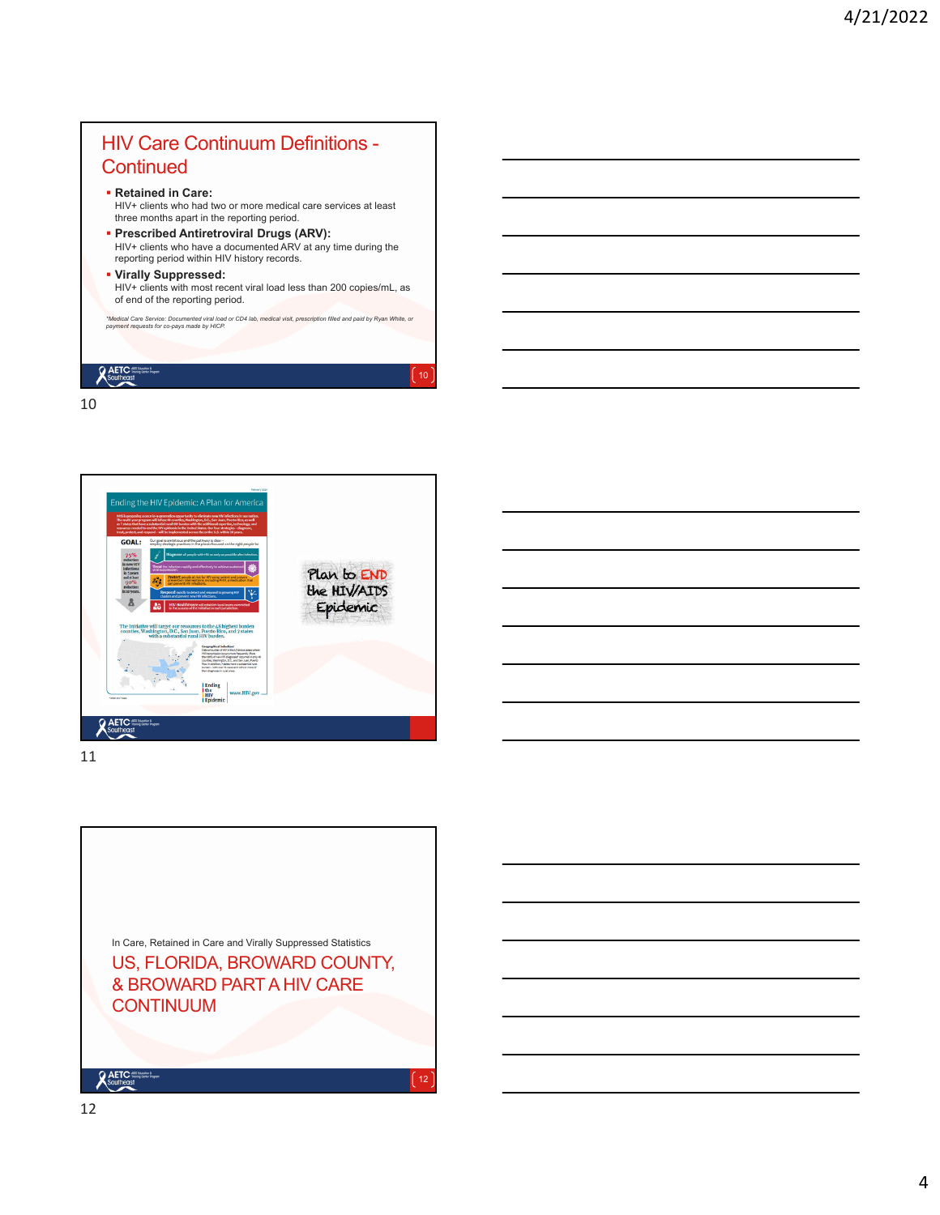## HIV Care Continuum Definitions - Continued

- **Retained in Care:**
  HIV+ clients who had two or more medical care services at least three months apart in the reporting period.
- **Prescribed Antiretroviral Drugs (ARV):**
  HIV+ clients who have a documented ARV at any time during the reporting period within HIV history records.
- **Virally Suppressed:**
  HIV+ clients with most recent viral load less than 200 copies/mL, as of end of the reporting period.

*\*Medical Care Service: Documented viral load or CD4 lab, medical visit, prescription filled and paid by Ryan White, or payment requests for co-pays made by HICP.*

---

Ending the HIV Epidemic: A Plan for America

Plan to END the HIV/AIDS Epidemic

---

In Care, Retained in Care and Virally Suppressed Statistics

## US, FLORIDA, BROWARD COUNTY, & BROWARD PART A HIV CARE CONTINUUM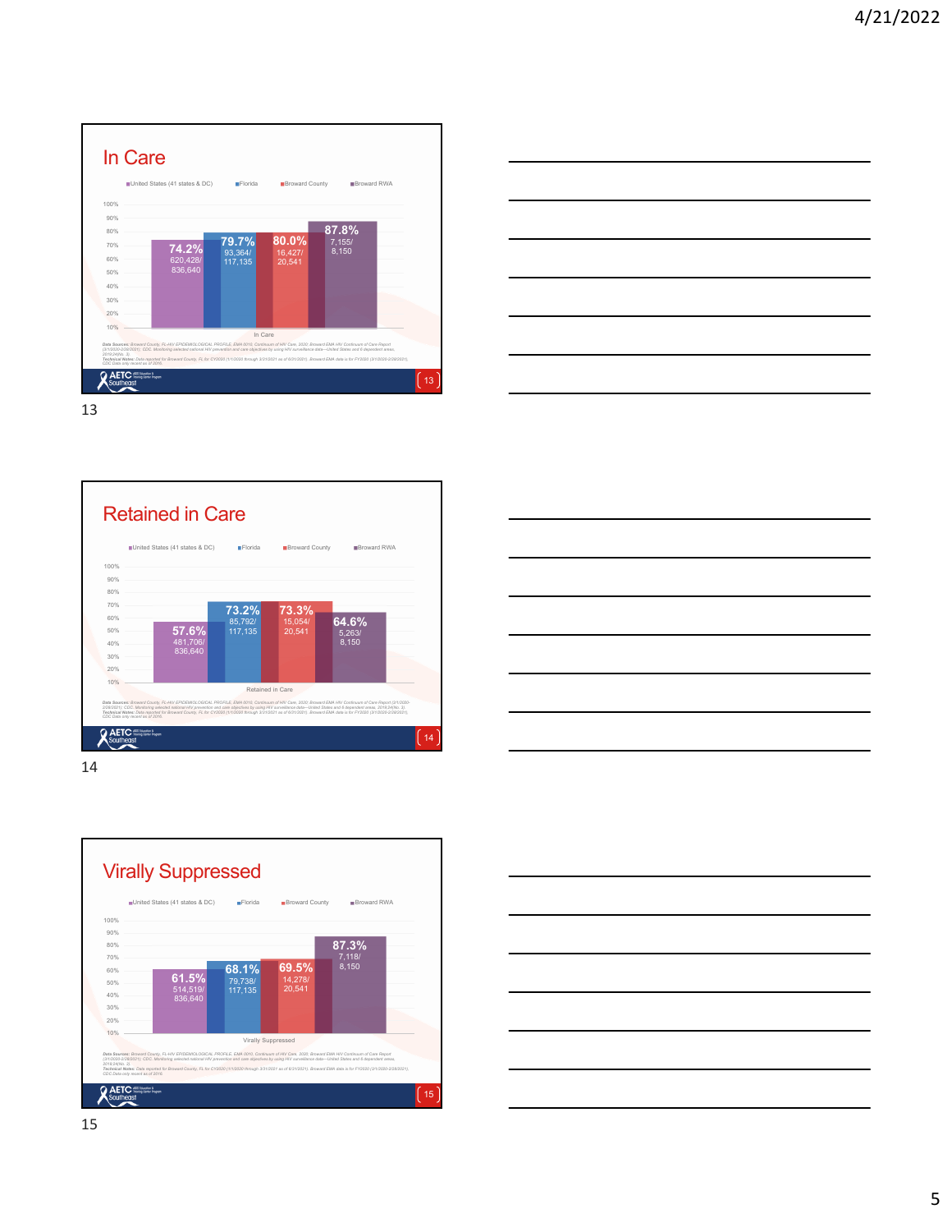## In Care

United States (41 states & DC) Florida Broward County Broward RWA

100%
90%
80%
70%
60%
50%
40%
30%
20%
10%

74.2%
620,428/
836,640

79.7%
93,364/
117,135

80.0%
16,427/
20,541

87.8%
7,155/
8,150

In Care

*Data Sources:* Broward County, FL-HIV EPIDEMIOLOGICAL PROFILE, EMA 0010, Continuum of HIV Care, 2020; Broward EMA HIV Continuum of Care Report (3/1/2020-2/28/2021); CDC. Monitoring selected national HIV prevention and care objectives by using HIV surveillance data—United States and 6 dependent areas, 2019;24(No. 3).
*Technical Notes:* Data reported for Broward County, FL for CY2020 (1/1/2020 through 3/31/2021 as of 6/31/2021). Broward EMA data is for FY2020 (3/1/2020-2/28/2021). CDC Data only recent as of 2019.

## Retained in Care

United States (41 states & DC) Florida Broward County Broward RWA

100%
90%
80%
70%
60%
50%
40%
30%
20%
10%

57.6%
481,706/
836,640

73.2%
85,792/
117,135

73.3%
15,054/
20,541

64.6%
5,263/
8,150

Retained in Care

*Data Sources:* Broward County, FL-HIV EPIDEMIOLOGICAL PROFILE, EMA 0010, Continuum of HIV Care, 2020; Broward EMA HIV Continuum of Care Report (3/1/2020-2/28/2021); CDC. Monitoring selected national HIV prevention and care objectives by using HIV surveillance data—United States and 6 dependent areas, 2019;24(No. 3).
*Technical Notes:* Data reported for Broward County, FL for CY2020 (1/1/2020 through 3/31/2021 as of 6/31/2021). Broward EMA data is for FY2020 (3/1/2020-2/28/2021). CDC Data only recent as of 2019.

## Virally Suppressed

United States (41 states & DC) Florida Broward County Broward RWA

100%
90%
80%
70%
60%
50%
40%
30%
20%
10%

61.5%
514,519/
836,640

68.1%
79,738/
117,135

69.5%
14,278/
20,541

87.3%
7,118/
8,150

Virally Suppressed

*Data Sources:* Broward County, FL-HIV EPIDEMIOLOGICAL PROFILE, EMA 0010, Continuum of HIV Care, 2020; Broward EMA HIV Continuum of Care Report (3/1/2020-2/28/2021); CDC. Monitoring selected national HIV prevention and care objectives by using HIV surveillance data—United States and 6 dependent areas, 2019;24(No. 3).
*Technical Notes:* Data reported for Broward County, FL for CY2020 (1/1/2020 through 3/31/2021 as of 6/31/2021). Broward EMA data is for FY2020 (3/1/2020-2/28/2021). CDC Data only recent as of 2019.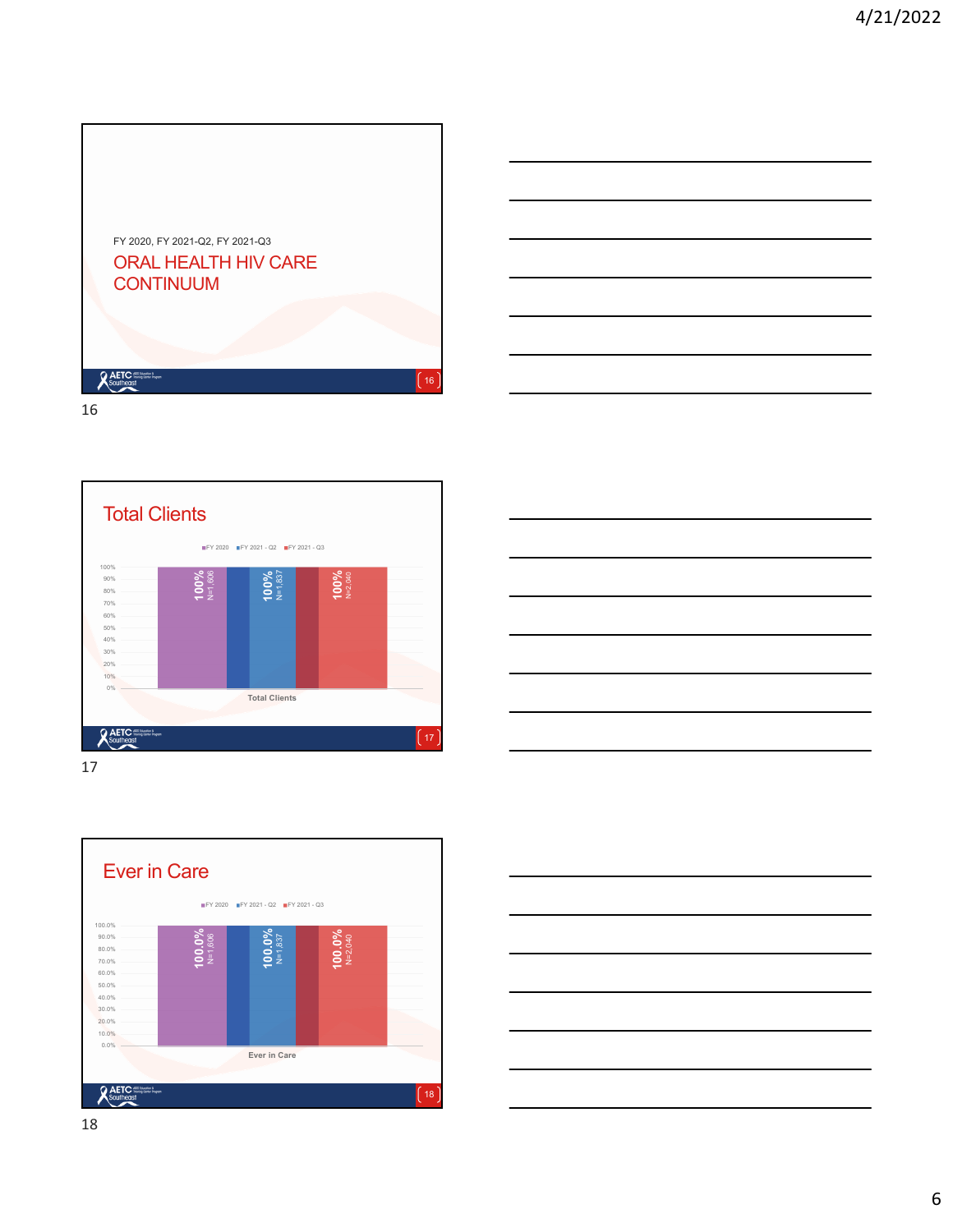FY 2020, FY 2021-Q2, FY 2021-Q3

## ORAL HEALTH HIV CARE CONTINUUM

## Total Clients

FY 2020 FY 2021 - Q2 FY 2021 - Q3

100%
N=1,606

100%
N=1,837

100%
N=2,040

100%
90%
80%
70%
60%
50%
40%
30%
20%
10%
0%

Total Clients

## Ever in Care

FY 2020 FY 2021 - Q2 FY 2021 - Q3

100.0%
N=1,606

100.0%
N=1,837

100.0%
N=2,040

100.0%
90.0%
80.0%
70.0%
60.0%
50.0%
40.0%
30.0%
20.0%
10.0%
0.0%

Ever in Care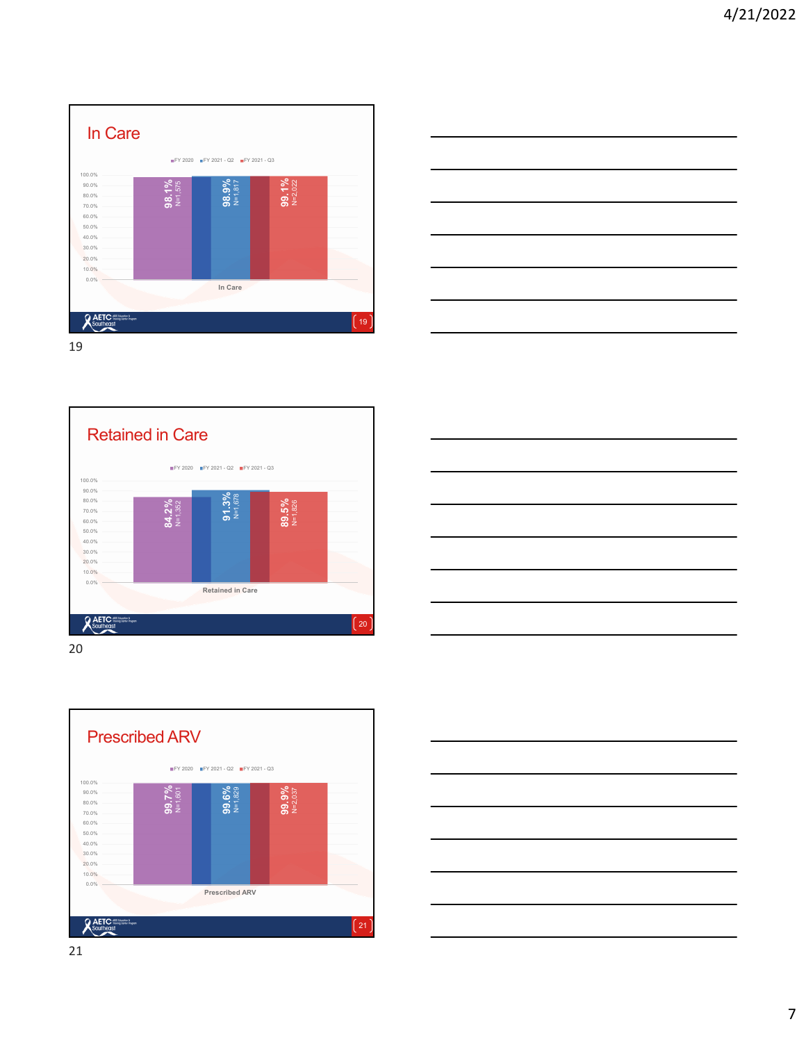## In Care

FY 2020 FY 2021 - Q2 FY 2021 - Q3

100.0%
90.0%
80.0%
70.0%
60.0%
50.0%
40.0%
30.0%
20.0%
10.0%
0.0%

98.1% N=1,575
98.9% N=1,817
99.1% N=2,022

In Care

AETC Southeast

19

## Retained in Care

FY 2020 FY 2021 - Q2 FY 2021 - Q3

100.0%
90.0%
80.0%
70.0%
60.0%
50.0%
40.0%
30.0%
20.0%
10.0%
0.0%

84.2% N=1,352
91.3% N=1,678
89.5% N=1,826

Retained in Care

AETC Southeast

20

## Prescribed ARV

FY 2020 FY 2021 - Q2 FY 2021 - Q3

100.0%
90.0%
80.0%
70.0%
60.0%
50.0%
40.0%
30.0%
20.0%
10.0%
0.0%

99.7% N=1,601
99.6% N=1,829
99.9% N=2,037

Prescribed ARV

AETC Southeast

21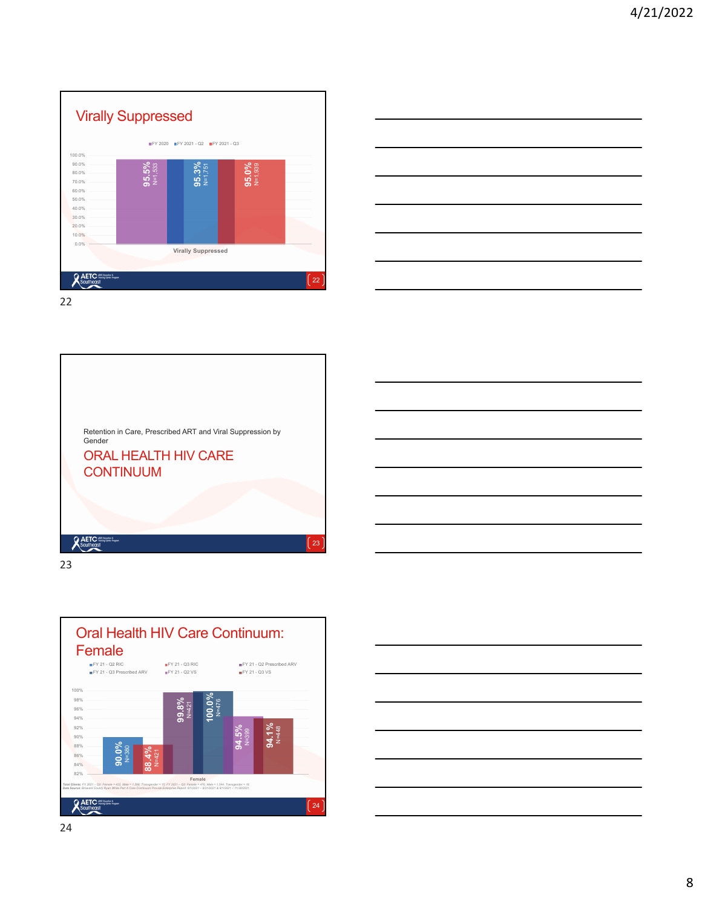## Virally Suppressed

FY 2020 FY 2021 - Q2 FY 2021 - Q3

100.0%
90.0%
80.0%
70.0%
60.0%
50.0%
40.0%
30.0%
20.0%
10.0%
0.0%

95.5%
N=1,533

95.3%
N=1,751

95.0%
N=1,939

Virally Suppressed

22

Retention in Care, Prescribed ART and Viral Suppression by Gender

## ORAL HEALTH HIV CARE CONTINUUM

23

## Oral Health HIV Care Continuum: Female

FY 21 - Q2 RIC FY 21 - Q3 RIC FY 21 - Q2 Prescribed ARV FY 21 - Q3 Prescribed ARV FY 21 - Q2 VS FY 21 - Q3 VS

100%
98%
96%
94%
92%
90%
88%
86%
84%
82%

90.0%
N=380

88.4%
N=421

99.8%
N=421

100.0%
N=476

94.5%
N=399

94.1%
N=448

Female

*Total Clients: FY 2021 – Q2: Female = 422, Male = 1,396, Transgender = 15; FY 2021 – Q3: Female = 476, Male = 1,544, Transgender = 18*
*Data Source: Broward County Ryan White Part A Care Continuum Provide Enterprise Report: 9/1/2021 – 4/31/2021 & 9/1/2021 – 11/30/2021*

24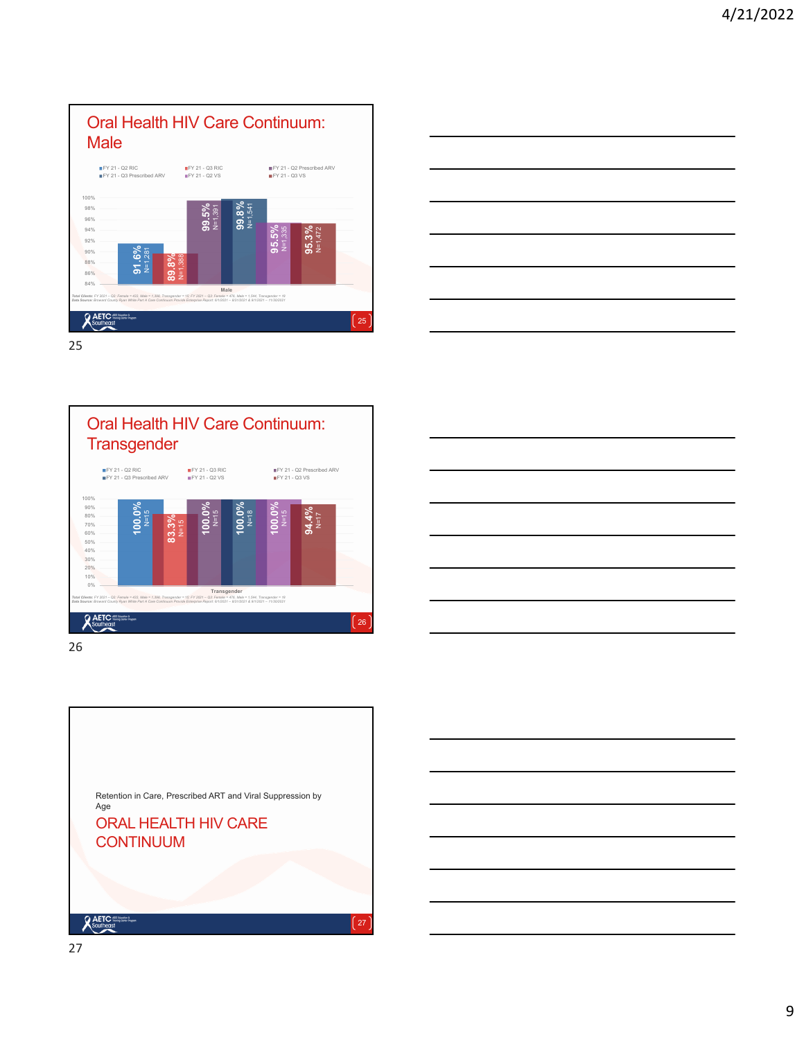## Oral Health HIV Care Continuum: Male

FY 21 - Q2 RIC
FY 21 - Q3 RIC
FY 21 - Q2 Prescribed ARV
FY 21 - Q3 Prescribed ARV
FY 21 - Q2 VS
FY 21 - Q3 VS

100%
98%
96%
94%
92%
90%
88%
86%
84%

91.6% N=1,281
89.8% N=1,388
99.5% N=1,391
99.8% N=1,541
95.5% N=1,335
95.3% N=1,472

Male

*Total Clients: FY 2021 – Q2: Female = 422, Male = 1,398, Transgender = 15; FY 2021 – Q3: Female = 476, Male = 1,544, Transgender = 18*
*Data Source: Broward County Ryan White Part A Care Continuum Provide Enterprise Report: 6/1/2021 – 8/31/2021 & 9/1/2021 – 11/30/2021*

25

## Oral Health HIV Care Continuum: Transgender

FY 21 - Q2 RIC
FY 21 - Q3 RIC
FY 21 - Q2 Prescribed ARV
FY 21 - Q3 Prescribed ARV
FY 21 - Q2 VS
FY 21 - Q3 VS

100%
90%
80%
70%
60%
50%
40%
30%
20%
10%
0%

100.0% N=15
83.3% N=15
100.0% N=15
100.0% N=18
100.0% N=15
94.4% N=17

Transgender

*Total Clients: FY 2021 – Q2: Female = 422, Male = 1,398, Transgender = 15; FY 2021 – Q3: Female = 476, Male = 1,544, Transgender = 18*
*Data Source: Broward County Ryan White Part A Care Continuum Provide Enterprise Report: 6/1/2021 – 8/31/2021 & 9/1/2021 – 11/30/2021*

26

Retention in Care, Prescribed ART and Viral Suppression by Age

## ORAL HEALTH HIV CARE CONTINUUM

27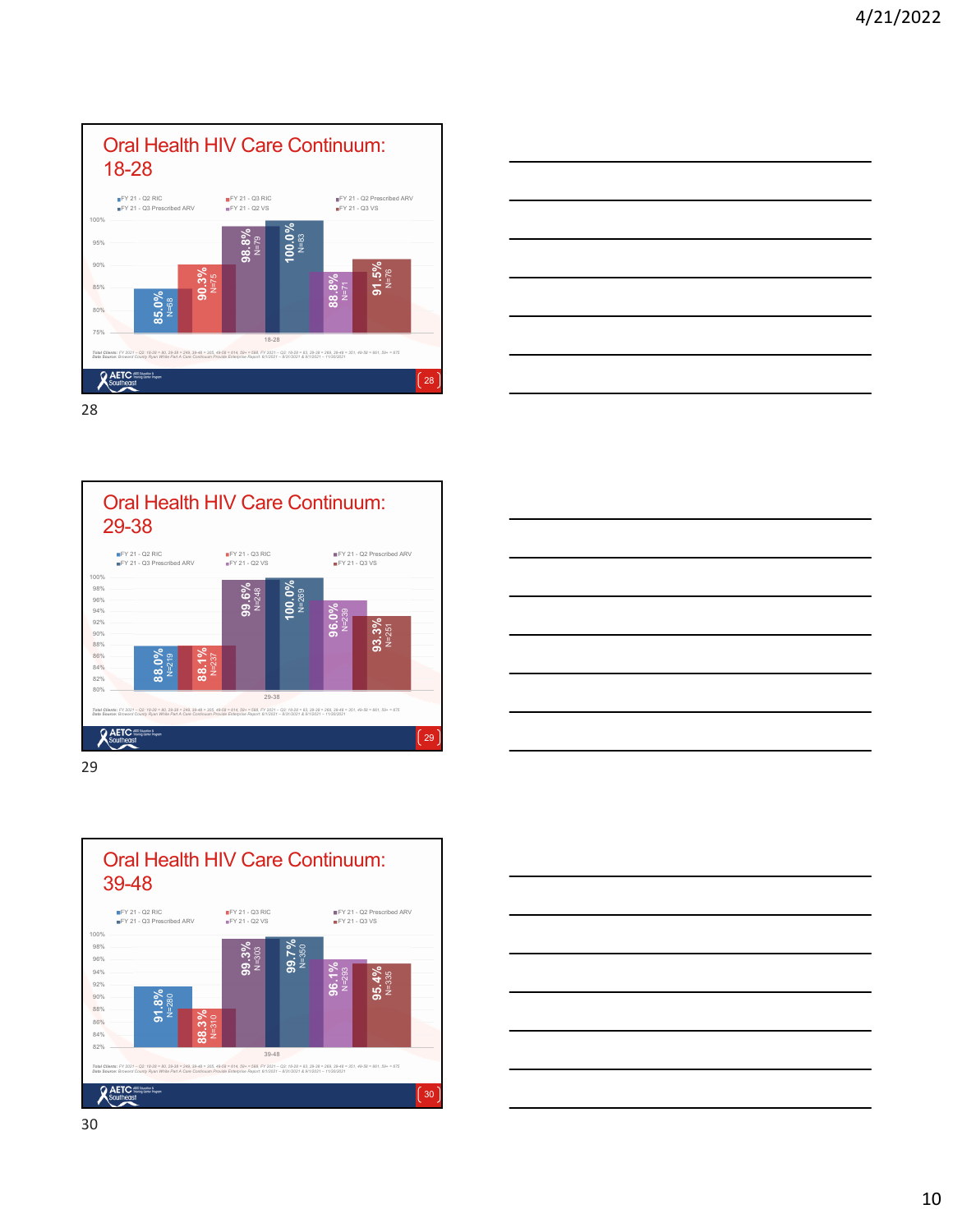## Oral Health HIV Care Continuum: 18-28

FY 21 - Q2 RIC
FY 21 - Q3 RIC
FY 21 - Q2 Prescribed ARV
FY 21 - Q3 Prescribed ARV
FY 21 - Q2 VS
FY 21 - Q3 VS

100%
95%
90%
85%
80%
75%

85.0% N=68
90.3% N=75
98.8% N=79
100.0% N=83
88.8% N=71
91.5% N=76

18-28

Total Clients: FY 2021 – Q2: 18-28 = 80, 29-38 = 249, 39-48 = 305, 49-58 = 614, 59+ = 588; FY 2021 – Q3: 18-28 = 83, 29-38 = 269, 39-48 = 351, 49-58 = 661, 59+ = 675
Data Source: Broward County Ryan White Part A Care Continuum Provide Enterprise Report: 6/1/2021 – 8/31/2021 & 9/1/2021 – 11/30/2021

28

## Oral Health HIV Care Continuum: 29-38

FY 21 - Q2 RIC
FY 21 - Q3 RIC
FY 21 - Q2 Prescribed ARV
FY 21 - Q3 Prescribed ARV
FY 21 - Q2 VS
FY 21 - Q3 VS

100%
98%
96%
94%
92%
90%
88%
86%
84%
82%
80%

88.0% N=219
88.1% N=237
99.6% N=248
100.0% N=269
96.0% N=239
93.3% N=251

29-38

Total Clients: FY 2021 – Q2: 18-28 = 80, 29-38 = 249, 39-48 = 305, 49-58 = 614, 59+ = 588; FY 2021 – Q3: 18-28 = 83, 29-38 = 269, 39-48 = 351, 49-58 = 661, 59+ = 675
Data Source: Broward County Ryan White Part A Care Continuum Provide Enterprise Report: 6/1/2021 – 8/31/2021 & 9/1/2021 – 11/30/2021

29

## Oral Health HIV Care Continuum: 39-48

FY 21 - Q2 RIC
FY 21 - Q3 RIC
FY 21 - Q2 Prescribed ARV
FY 21 - Q3 Prescribed ARV
FY 21 - Q2 VS
FY 21 - Q3 VS

100%
98%
96%
94%
92%
90%
88%
86%
84%
82%

91.8% N=280
88.3% N=310
99.3% N=303
99.7% N=350
96.1% N=293
95.4% N=335

39-48

Total Clients: FY 2021 – Q2: 18-28 = 80, 29-38 = 249, 39-48 = 305, 49-58 = 614, 59+ = 588; FY 2021 – Q3: 18-28 = 83, 29-38 = 269, 39-48 = 351, 49-58 = 661, 59+ = 675
Data Source: Broward County Ryan White Part A Care Continuum Provide Enterprise Report: 6/1/2021 – 8/31/2021 & 9/1/2021 – 11/30/2021

30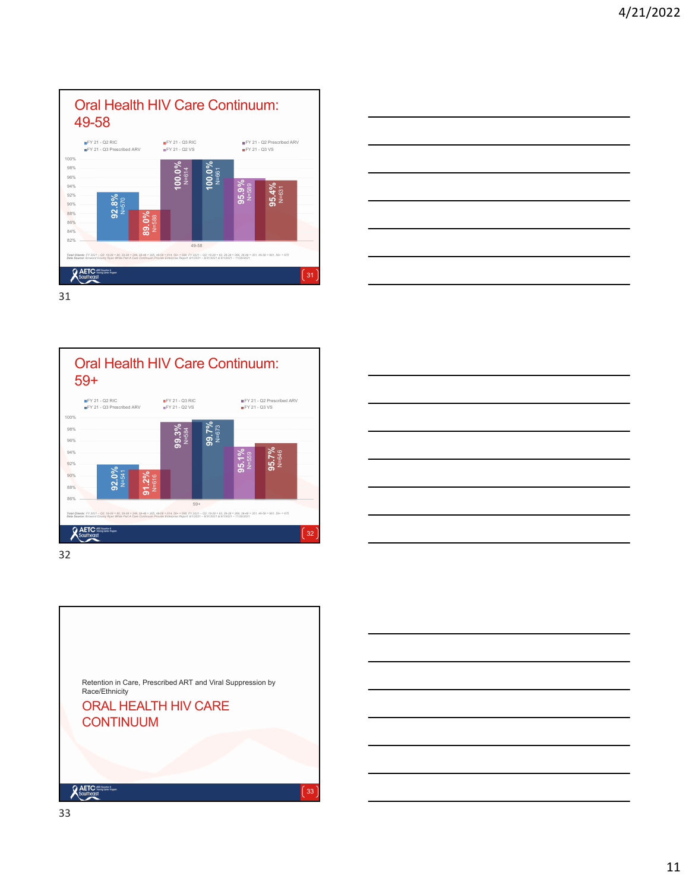## Oral Health HIV Care Continuum: 49-58

FY 21 - Q2 RIC
FY 21 - Q3 Prescribed ARV
FY 21 - Q3 RIC
FY 21 - Q2 VS
FY 21 - Q2 Prescribed ARV
FY 21 - Q3 VS

100%
98%
96%
94%
92%
90%
88%
86%
84%
82%

92.8% N=570
89.0% N=588
100.0% N=614
100.0% N=661
95.9% N=589
95.4% N=631

49-58

*Total Clients: FY 2021 – Q2: 19-28 = 80, 29-38 = 249, 39-48 = 325, 49-58 = 614, 59+ = 588; FY 2021 – Q3: 19-28 = 83, 29-38 = 289, 39-48 = 351, 49-58 = 661, 59+ = 675*
*Data Source: Broward County Ryan White Part A Care Continuum Provide Enterprise Report: 6/1/2021 – 8/31/2021 & 9/1/2021 – 11/30/2021*

## Oral Health HIV Care Continuum: 59+

FY 21 - Q2 RIC
FY 21 - Q3 Prescribed ARV
FY 21 - Q3 RIC
FY 21 - Q2 VS
FY 21 - Q2 Prescribed ARV
FY 21 - Q3 VS

100%
98%
96%
94%
92%
90%
88%
86%

92.0% N=541
91.2% N=616
99.3% N=584
99.7% N=673
95.1% N=559
95.7% N=646

59+

*Total Clients: FY 2021 – Q2: 19-28 = 80, 29-38 = 249, 39-48 = 325, 49-58 = 614, 59+ = 588; FY 2021 – Q3: 19-28 = 83, 29-38 = 289, 39-48 = 351, 49-58 = 661, 59+ = 675*
*Data Source: Broward County Ryan White Part A Care Continuum Provide Enterprise Report: 6/1/2021 – 8/31/2021 & 9/1/2021 – 11/30/2021*

Retention in Care, Prescribed ART and Viral Suppression by Race/Ethnicity

## ORAL HEALTH HIV CARE CONTINUUM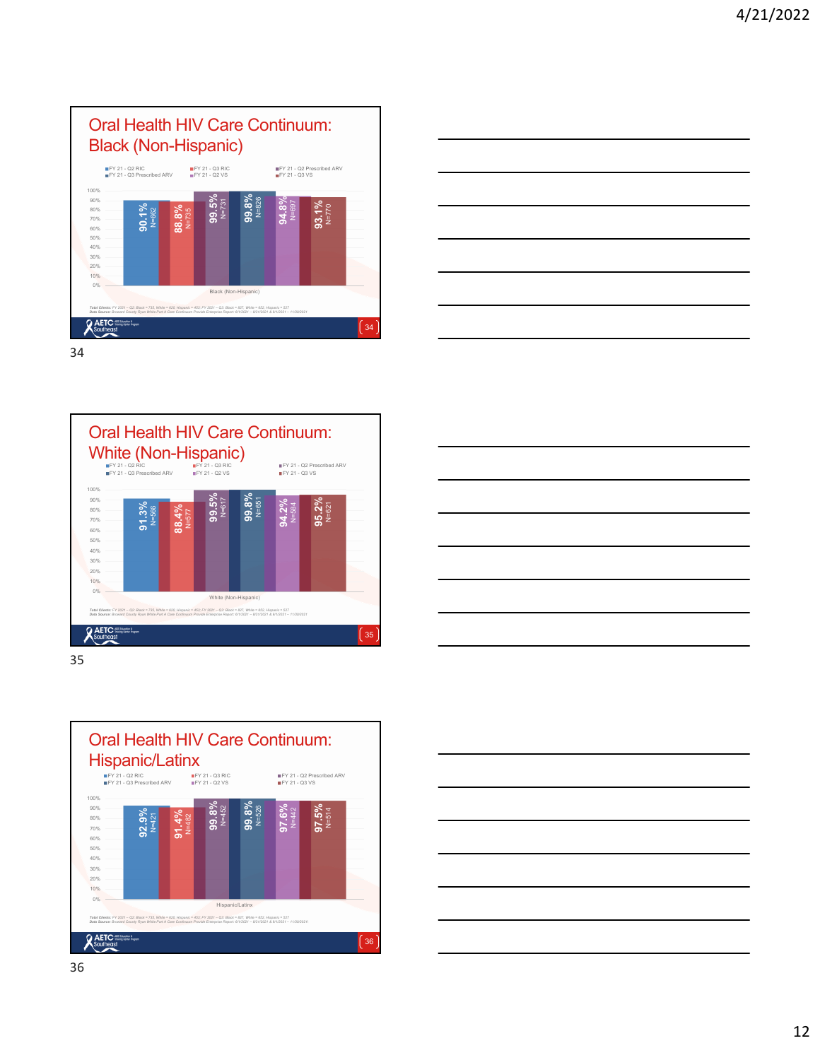## Oral Health HIV Care Continuum: Black (Non-Hispanic)

FY 21 - Q2 RIC
FY 21 - Q3 Prescribed ARV
FY 21 - Q3 RIC
FY 21 - Q2 VS
FY 21 - Q2 Prescribed ARV
FY 21 - Q3 VS

100%
90%
80%
70%
60%
50%
40%
30%
20%
10%
0%

90.1% N=662
88.8% N=735
99.5% N=731
99.8% N=826
94.8% N=697
93.1% N=770

Black (Non-Hispanic)

*Total Clients: FY 2021 – Q2: Black = 735, White = 626, Hispanic = 452; FY 2021 – Q3: Black = 827, White = 652, Hispanic = 527*
*Data Source: Broward County Ryan White Part A Care Continuum Provide Enterprise Report: 6/1/2021 – 8/31/2021 & 9/1/2021 – 11/30/2021*

34

## Oral Health HIV Care Continuum: White (Non-Hispanic)

FY 21 - Q2 RIC
FY 21 - Q3 Prescribed ARV
FY 21 - Q3 RIC
FY 21 - Q2 VS
FY 21 - Q2 Prescribed ARV
FY 21 - Q3 VS

100%
90%
80%
70%
60%
50%
40%
30%
20%
10%
0%

91.3% N=566
88.4% N=577
99.5% N=617
99.8% N=651
94.2% N=584
95.2% N=621

White (Non-Hispanic)

*Total Clients: FY 2021 – Q2: Black = 735, White = 626, Hispanic = 452; FY 2021 – Q3: Black = 827, White = 652, Hispanic = 527*
*Data Source: Broward County Ryan White Part A Care Continuum Provide Enterprise Report: 6/1/2021 – 8/31/2021 & 9/1/2021 – 11/30/2021*

35

## Oral Health HIV Care Continuum: Hispanic/Latinx

FY 21 - Q2 RIC
FY 21 - Q3 Prescribed ARV
FY 21 - Q3 RIC
FY 21 - Q2 VS
FY 21 - Q2 Prescribed ARV
FY 21 - Q3 VS

100%
90%
80%
70%
60%
50%
40%
30%
20%
10%
0%

92.9% N=421
91.4% N=482
99.8% N=452
99.8% N=526
97.6% N=442
97.5% N=514

Hispanic/Latinx

*Total Clients: FY 2021 – Q2: Black = 735, White = 626, Hispanic = 452; FY 2021 – Q3: Black = 827, White = 652, Hispanic = 527*
*Data Source: Broward County Ryan White Part A Care Continuum Provide Enterprise Report: 6/1/2021 – 8/31/2021 & 9/1/2021 – 11/30/2021*

36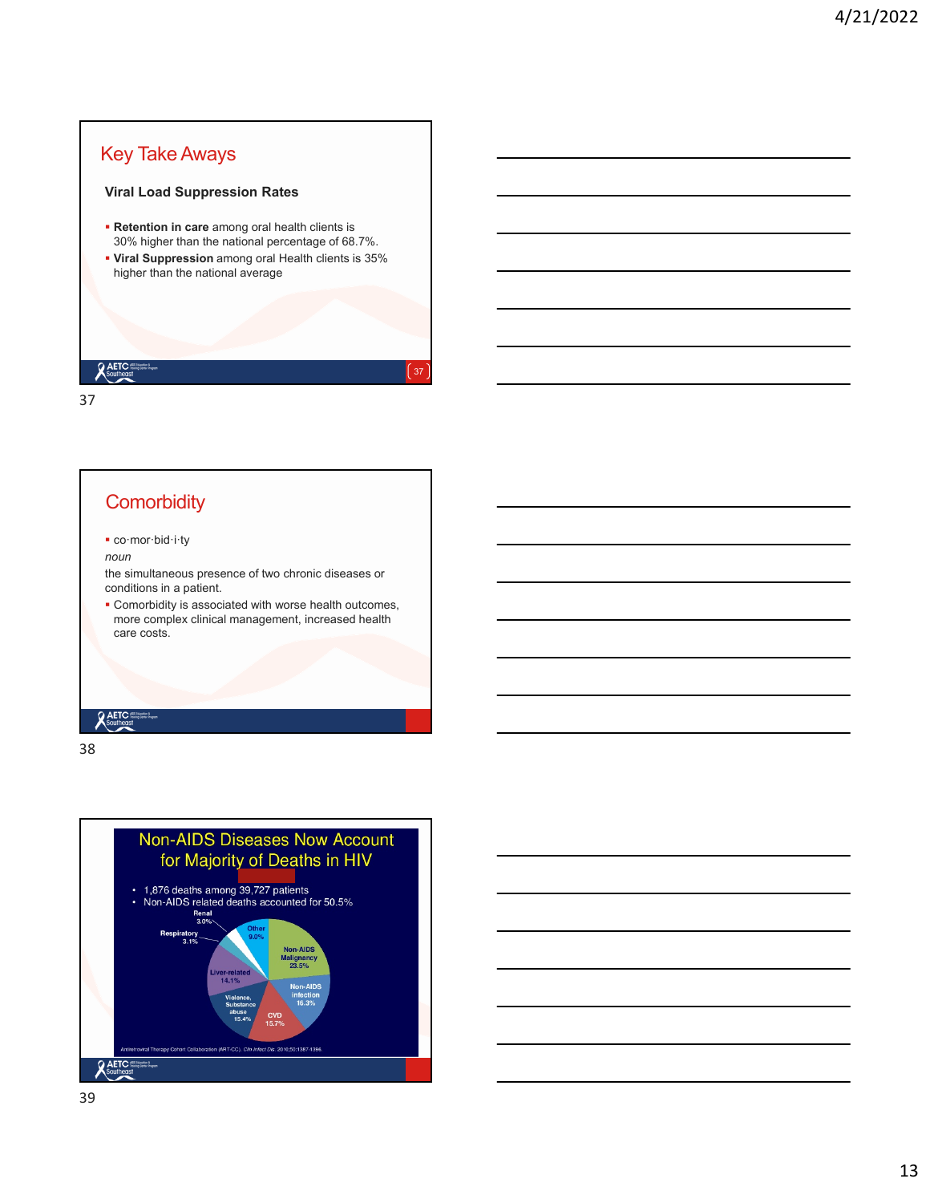## Key Take Aways

**Viral Load Suppression Rates**

- **Retention in care** among oral health clients is 30% higher than the national percentage of 68.7%.
- **Viral Suppression** among oral Health clients is 35% higher than the national average

## Comorbidity

- co·mor·bid·i·ty

*noun*

the simultaneous presence of two chronic diseases or conditions in a patient.

- Comorbidity is associated with worse health outcomes, more complex clinical management, increased health care costs.

## Non-AIDS Diseases Now Account for Majority of Deaths in HIV

- 1,876 deaths among 39,727 patients
- Non-AIDS related deaths accounted for 50.5%

Renal 3.0%
Respiratory 3.1%
Other 9.0%
Non-AIDS Malignancy 23.5%
Liver-related 14.1%
Non-AIDS infection 16.3%
Violence, Substance abuse 15.4%
CVD 15.7%

Antiretroviral Therapy Cohort Collaboration (ART-CC). *Clin Infect Dis.* 2010;50:1387-1396.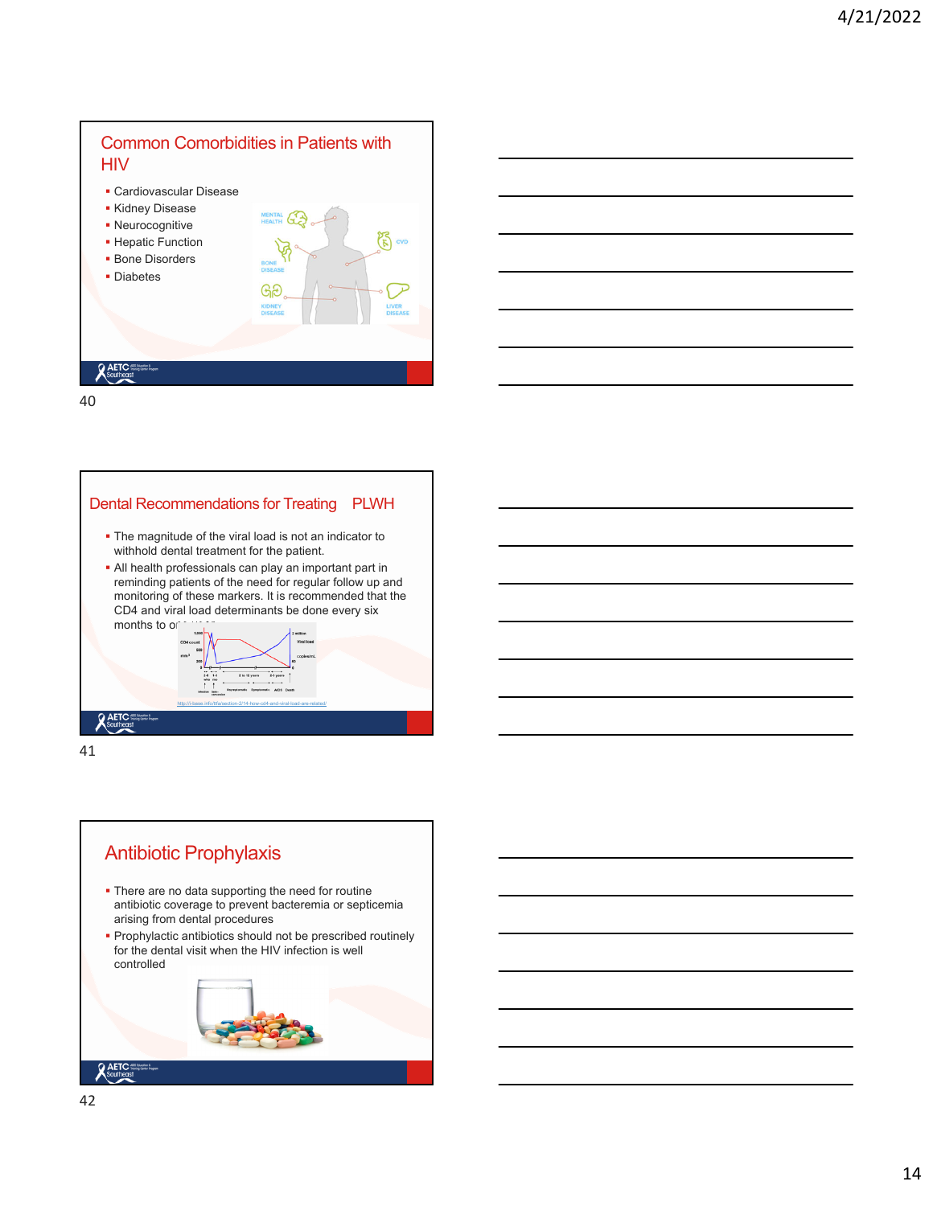## Common Comorbidities in Patients with HIV

- Cardiovascular Disease
- Kidney Disease
- Neurocognitive
- Hepatic Function
- Bone Disorders
- Diabetes

MENTAL HEALTH
CVD
BONE DISEASE
KIDNEY DISEASE
LIVER DISEASE

## Dental Recommendations for Treating PLWH

- The magnitude of the viral load is not an indicator to withhold dental treatment for the patient.
- All health professionals can play an important part in reminding patients of the need for regular follow up and monitoring of these markers. It is recommended that the CD4 and viral load determinants be done every six months to o...

1,000
CD4 count
500
mm³
200
0
2 million
Viral load
copies/mL
50
0
2-6 wks
4-6 mos
8 to 10 years
2-4 years
Infection
Sero-conversion
Asymptomatic
Symptomatic
AIDS
Death

http://i-base.info/ttfa/section-2/14-how-cd4-and-viral-load-are-related/

## Antibiotic Prophylaxis

- There are no data supporting the need for routine antibiotic coverage to prevent bacteremia or septicemia arising from dental procedures
- Prophylactic antibiotics should not be prescribed routinely for the dental visit when the HIV infection is well controlled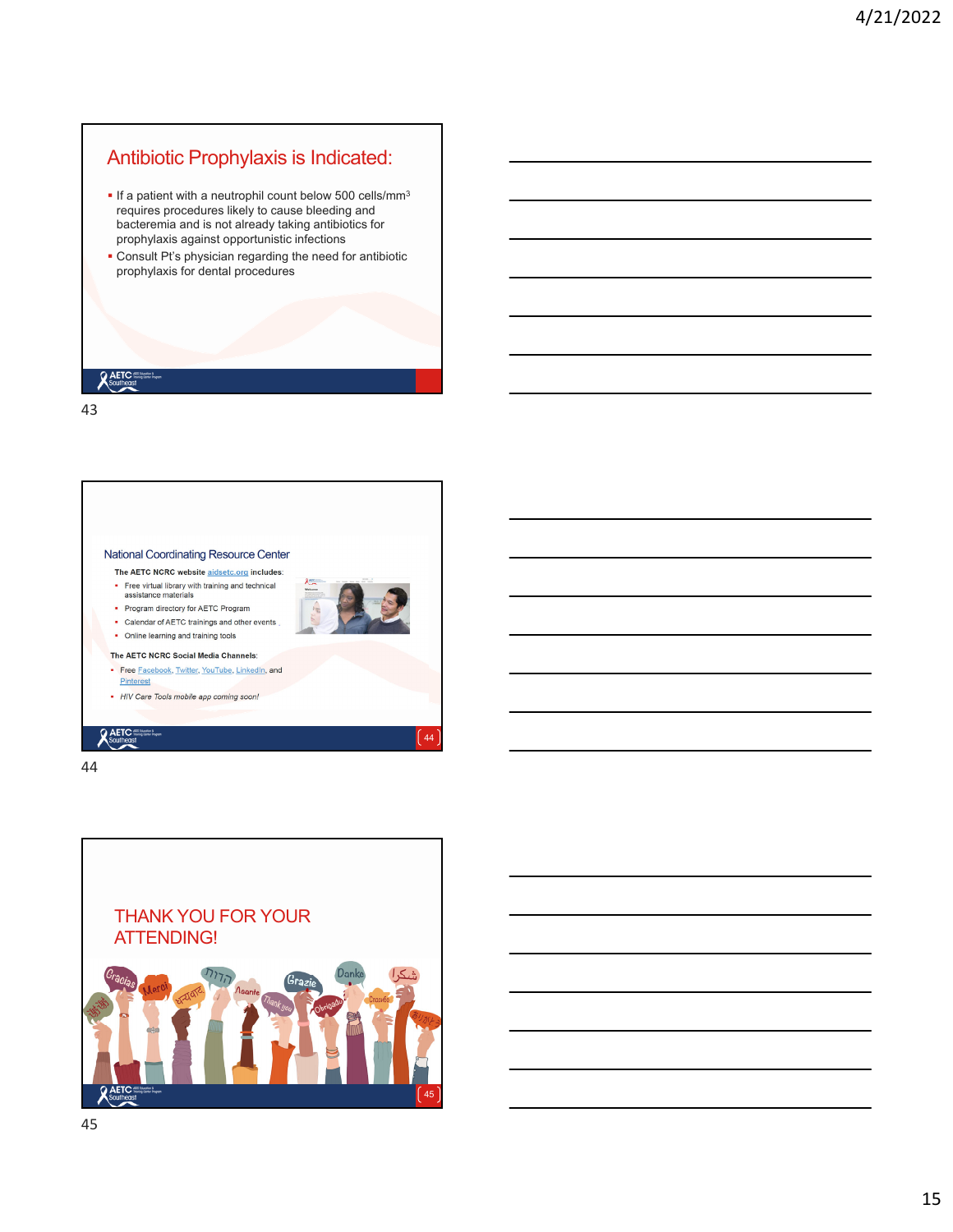## Antibiotic Prophylaxis is Indicated:

- If a patient with a neutrophil count below 500 cells/mm$^3$ requires procedures likely to cause bleeding and bacteremia and is not already taking antibiotics for prophylaxis against opportunistic infections
- Consult Pt's physician regarding the need for antibiotic prophylaxis for dental procedures

43

## National Coordinating Resource Center

**The AETC NCRC website** aidsetc.org **includes:**

- Free virtual library with training and technical assistance materials
- Program directory for AETC Program
- Calendar of AETC trainings and other events
- Online learning and training tools

**The AETC NCRC Social Media Channels:**

- Free Facebook, Twitter, YouTube, LinkedIn, and Pinterest
- *HIV Care Tools mobile app coming soon!*

44

## THANK YOU FOR YOUR ATTENDING!

45